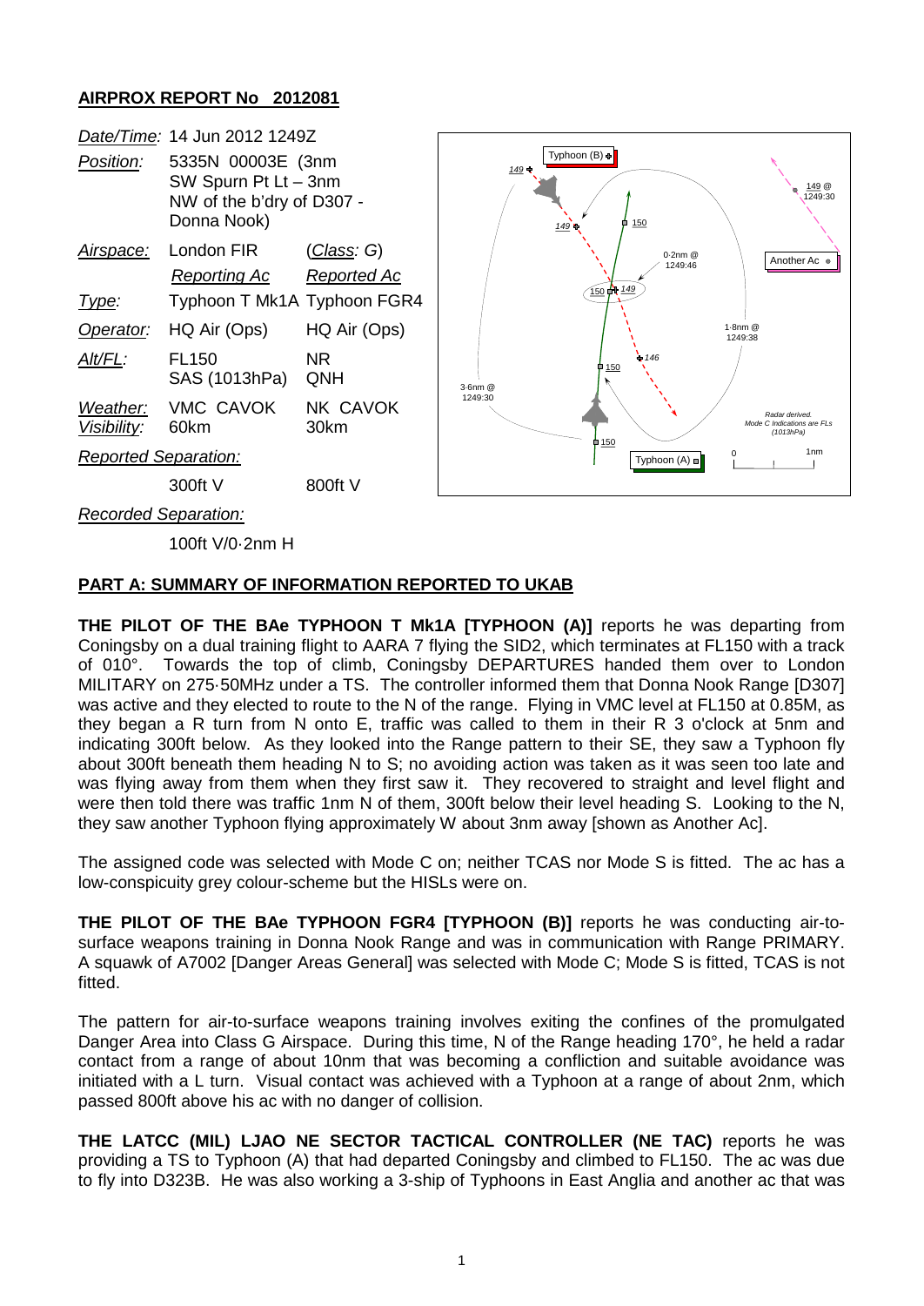**AIRPROX REPORT No 2012081**

| | | |
|---|---|---|
| *Date/Time:* | 14 Jun 2012 1249Z | |
| *Position:* | 5335N 00003E (3nm SW Spurn Pt Lt – 3nm NW of the b'dry of D307 - Donna Nook) | |
| *Airspace:* | London FIR | (*Class: G*) |
| | *Reporting Ac* | *Reported Ac* |
| *Type:* | Typhoon T Mk1A | Typhoon FGR4 |
| *Operator:* | HQ Air (Ops) | HQ Air (Ops) |
| *Alt/FL:* | FL150 SAS (1013hPa) | NR QNH |
| *Weather:* | VMC CAVOK | NK CAVOK |
| *Visibility:* | 60km | 30km |
| *Reported Separation:* | | |
| | 300ft V | 800ft V |
| *Recorded Separation:* | | |
| | 100ft V/0·2nm H | |

## PART A: SUMMARY OF INFORMATION REPORTED TO UKAB

**THE PILOT OF THE BAe TYPHOON T Mk1A [TYPHOON (A)]** reports he was departing from Coningsby on a dual training flight to AARA 7 flying the SID2, which terminates at FL150 with a track of 010°. Towards the top of climb, Coningsby DEPARTURES handed them over to London MILITARY on 275·50MHz under a TS. The controller informed them that Donna Nook Range [D307] was active and they elected to route to the N of the range. Flying in VMC level at FL150 at 0.85M, as they began a R turn from N onto E, traffic was called to them in their R 3 o'clock at 5nm and indicating 300ft below. As they looked into the Range pattern to their SE, they saw a Typhoon fly about 300ft beneath them heading N to S; no avoiding action was taken as it was seen too late and was flying away from them when they first saw it. They recovered to straight and level flight and were then told there was traffic 1nm N of them, 300ft below their level heading S. Looking to the N, they saw another Typhoon flying approximately W about 3nm away [shown as Another Ac].

The assigned code was selected with Mode C on; neither TCAS nor Mode S is fitted. The ac has a low-conspicuity grey colour-scheme but the HISLs were on.

**THE PILOT OF THE BAe TYPHOON FGR4 [TYPHOON (B)]** reports he was conducting air-to-surface weapons training in Donna Nook Range and was in communication with Range PRIMARY. A squawk of A7002 [Danger Areas General] was selected with Mode C; Mode S is fitted, TCAS is not fitted.

The pattern for air-to-surface weapons training involves exiting the confines of the promulgated Danger Area into Class G Airspace. During this time, N of the Range heading 170°, he held a radar contact from a range of about 10nm that was becoming a confliction and suitable avoidance was initiated with a L turn. Visual contact was achieved with a Typhoon at a range of about 2nm, which passed 800ft above his ac with no danger of collision.

**THE LATCC (MIL) LJAO NE SECTOR TACTICAL CONTROLLER (NE TAC)** reports he was providing a TS to Typhoon (A) that had departed Coningsby and climbed to FL150. The ac was due to fly into D323B. He was also working a 3-ship of Typhoons in East Anglia and another ac that was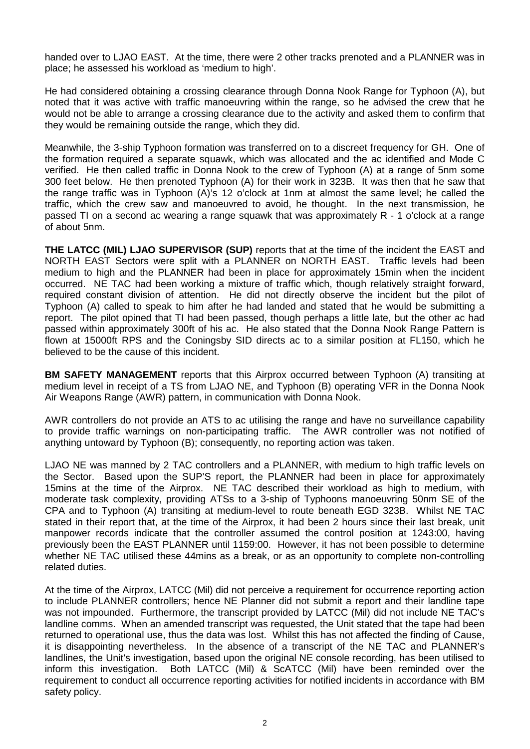handed over to LJAO EAST. At the time, there were 2 other tracks prenoted and a PLANNER was in place; he assessed his workload as 'medium to high'.

He had considered obtaining a crossing clearance through Donna Nook Range for Typhoon (A), but noted that it was active with traffic manoeuvring within the range, so he advised the crew that he would not be able to arrange a crossing clearance due to the activity and asked them to confirm that they would be remaining outside the range, which they did.

Meanwhile, the 3-ship Typhoon formation was transferred on to a discreet frequency for GH. One of the formation required a separate squawk, which was allocated and the ac identified and Mode C verified. He then called traffic in Donna Nook to the crew of Typhoon (A) at a range of 5nm some 300 feet below. He then prenoted Typhoon (A) for their work in 323B. It was then that he saw that the range traffic was in Typhoon (A)'s 12 o'clock at 1nm at almost the same level; he called the traffic, which the crew saw and manoeuvred to avoid, he thought. In the next transmission, he passed TI on a second ac wearing a range squawk that was approximately R - 1 o'clock at a range of about 5nm.

**THE LATCC (MIL) LJAO SUPERVISOR (SUP)** reports that at the time of the incident the EAST and NORTH EAST Sectors were split with a PLANNER on NORTH EAST. Traffic levels had been medium to high and the PLANNER had been in place for approximately 15min when the incident occurred. NE TAC had been working a mixture of traffic which, though relatively straight forward, required constant division of attention. He did not directly observe the incident but the pilot of Typhoon (A) called to speak to him after he had landed and stated that he would be submitting a report. The pilot opined that TI had been passed, though perhaps a little late, but the other ac had passed within approximately 300ft of his ac. He also stated that the Donna Nook Range Pattern is flown at 15000ft RPS and the Coningsby SID directs ac to a similar position at FL150, which he believed to be the cause of this incident.

**BM SAFETY MANAGEMENT** reports that this Airprox occurred between Typhoon (A) transiting at medium level in receipt of a TS from LJAO NE, and Typhoon (B) operating VFR in the Donna Nook Air Weapons Range (AWR) pattern, in communication with Donna Nook.

AWR controllers do not provide an ATS to ac utilising the range and have no surveillance capability to provide traffic warnings on non-participating traffic. The AWR controller was not notified of anything untoward by Typhoon (B); consequently, no reporting action was taken.

LJAO NE was manned by 2 TAC controllers and a PLANNER, with medium to high traffic levels on the Sector. Based upon the SUP'S report, the PLANNER had been in place for approximately 15mins at the time of the Airprox. NE TAC described their workload as high to medium, with moderate task complexity, providing ATSs to a 3-ship of Typhoons manoeuvring 50nm SE of the CPA and to Typhoon (A) transiting at medium-level to route beneath EGD 323B. Whilst NE TAC stated in their report that, at the time of the Airprox, it had been 2 hours since their last break, unit manpower records indicate that the controller assumed the control position at 1243:00, having previously been the EAST PLANNER until 1159:00. However, it has not been possible to determine whether NE TAC utilised these 44mins as a break, or as an opportunity to complete non-controlling related duties.

At the time of the Airprox, LATCC (Mil) did not perceive a requirement for occurrence reporting action to include PLANNER controllers; hence NE Planner did not submit a report and their landline tape was not impounded. Furthermore, the transcript provided by LATCC (Mil) did not include NE TAC's landline comms. When an amended transcript was requested, the Unit stated that the tape had been returned to operational use, thus the data was lost. Whilst this has not affected the finding of Cause, it is disappointing nevertheless. In the absence of a transcript of the NE TAC and PLANNER's landlines, the Unit's investigation, based upon the original NE console recording, has been utilised to inform this investigation. Both LATCC (Mil) & ScATCC (Mil) have been reminded over the requirement to conduct all occurrence reporting activities for notified incidents in accordance with BM safety policy.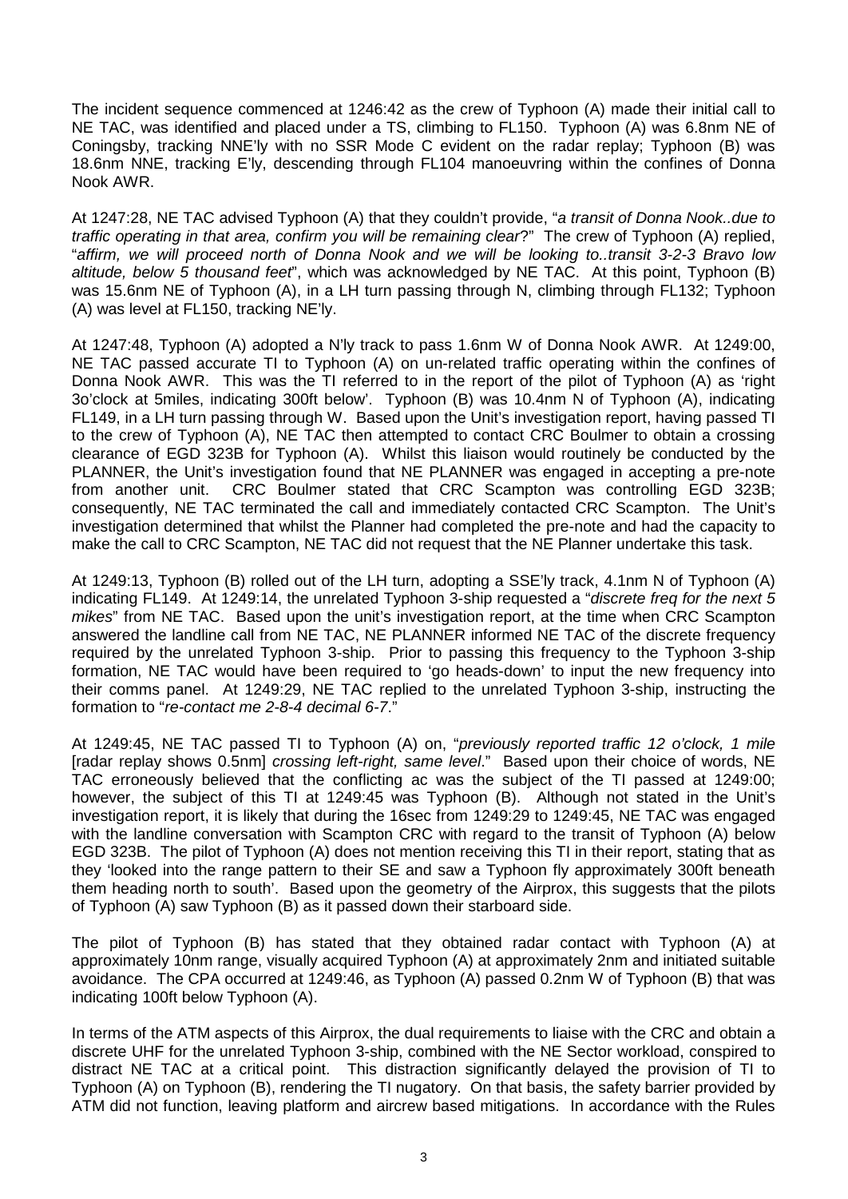The incident sequence commenced at 1246:42 as the crew of Typhoon (A) made their initial call to NE TAC, was identified and placed under a TS, climbing to FL150. Typhoon (A) was 6.8nm NE of Coningsby, tracking NNE'ly with no SSR Mode C evident on the radar replay; Typhoon (B) was 18.6nm NNE, tracking E'ly, descending through FL104 manoeuvring within the confines of Donna Nook AWR.

At 1247:28, NE TAC advised Typhoon (A) that they couldn't provide, "*a transit of Donna Nook..due to traffic operating in that area, confirm you will be remaining clear*?" The crew of Typhoon (A) replied, "*affirm, we will proceed north of Donna Nook and we will be looking to..transit 3-2-3 Bravo low altitude, below 5 thousand feet*", which was acknowledged by NE TAC. At this point, Typhoon (B) was 15.6nm NE of Typhoon (A), in a LH turn passing through N, climbing through FL132; Typhoon (A) was level at FL150, tracking NE'ly.

At 1247:48, Typhoon (A) adopted a N'ly track to pass 1.6nm W of Donna Nook AWR. At 1249:00, NE TAC passed accurate TI to Typhoon (A) on un-related traffic operating within the confines of Donna Nook AWR. This was the TI referred to in the report of the pilot of Typhoon (A) as 'right 3o'clock at 5miles, indicating 300ft below'. Typhoon (B) was 10.4nm N of Typhoon (A), indicating FL149, in a LH turn passing through W. Based upon the Unit's investigation report, having passed TI to the crew of Typhoon (A), NE TAC then attempted to contact CRC Boulmer to obtain a crossing clearance of EGD 323B for Typhoon (A). Whilst this liaison would routinely be conducted by the PLANNER, the Unit's investigation found that NE PLANNER was engaged in accepting a pre-note from another unit. CRC Boulmer stated that CRC Scampton was controlling EGD 323B; consequently, NE TAC terminated the call and immediately contacted CRC Scampton. The Unit's investigation determined that whilst the Planner had completed the pre-note and had the capacity to make the call to CRC Scampton, NE TAC did not request that the NE Planner undertake this task.

At 1249:13, Typhoon (B) rolled out of the LH turn, adopting a SSE'ly track, 4.1nm N of Typhoon (A) indicating FL149. At 1249:14, the unrelated Typhoon 3-ship requested a "*discrete freq for the next 5 mikes*" from NE TAC. Based upon the unit's investigation report, at the time when CRC Scampton answered the landline call from NE TAC, NE PLANNER informed NE TAC of the discrete frequency required by the unrelated Typhoon 3-ship. Prior to passing this frequency to the Typhoon 3-ship formation, NE TAC would have been required to 'go heads-down' to input the new frequency into their comms panel. At 1249:29, NE TAC replied to the unrelated Typhoon 3-ship, instructing the formation to "*re-contact me 2-8-4 decimal 6-7*."

At 1249:45, NE TAC passed TI to Typhoon (A) on, "*previously reported traffic 12 o'clock, 1 mile* [radar replay shows 0.5nm] *crossing left-right, same level*." Based upon their choice of words, NE TAC erroneously believed that the conflicting ac was the subject of the TI passed at 1249:00; however, the subject of this TI at 1249:45 was Typhoon (B). Although not stated in the Unit's investigation report, it is likely that during the 16sec from 1249:29 to 1249:45, NE TAC was engaged with the landline conversation with Scampton CRC with regard to the transit of Typhoon (A) below EGD 323B. The pilot of Typhoon (A) does not mention receiving this TI in their report, stating that as they 'looked into the range pattern to their SE and saw a Typhoon fly approximately 300ft beneath them heading north to south'. Based upon the geometry of the Airprox, this suggests that the pilots of Typhoon (A) saw Typhoon (B) as it passed down their starboard side.

The pilot of Typhoon (B) has stated that they obtained radar contact with Typhoon (A) at approximately 10nm range, visually acquired Typhoon (A) at approximately 2nm and initiated suitable avoidance. The CPA occurred at 1249:46, as Typhoon (A) passed 0.2nm W of Typhoon (B) that was indicating 100ft below Typhoon (A).

In terms of the ATM aspects of this Airprox, the dual requirements to liaise with the CRC and obtain a discrete UHF for the unrelated Typhoon 3-ship, combined with the NE Sector workload, conspired to distract NE TAC at a critical point. This distraction significantly delayed the provision of TI to Typhoon (A) on Typhoon (B), rendering the TI nugatory. On that basis, the safety barrier provided by ATM did not function, leaving platform and aircrew based mitigations. In accordance with the Rules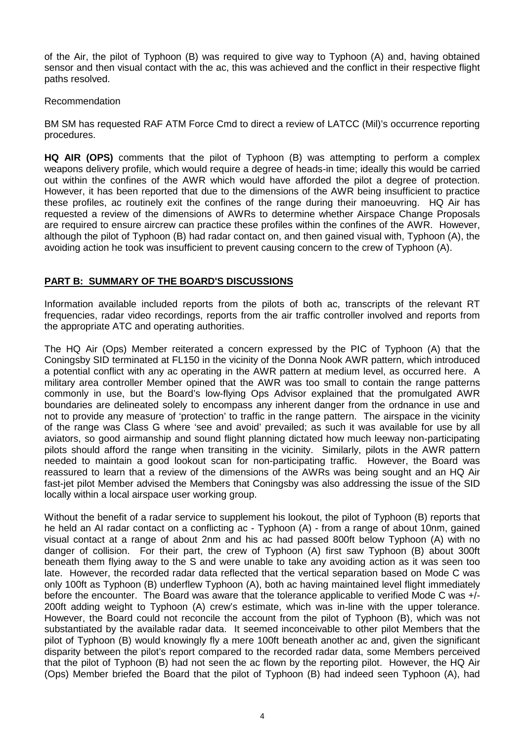of the Air, the pilot of Typhoon (B) was required to give way to Typhoon (A) and, having obtained sensor and then visual contact with the ac, this was achieved and the conflict in their respective flight paths resolved.

Recommendation

BM SM has requested RAF ATM Force Cmd to direct a review of LATCC (Mil)'s occurrence reporting procedures.

**HQ AIR (OPS)** comments that the pilot of Typhoon (B) was attempting to perform a complex weapons delivery profile, which would require a degree of heads-in time; ideally this would be carried out within the confines of the AWR which would have afforded the pilot a degree of protection. However, it has been reported that due to the dimensions of the AWR being insufficient to practice these profiles, ac routinely exit the confines of the range during their manoeuvring. HQ Air has requested a review of the dimensions of AWRs to determine whether Airspace Change Proposals are required to ensure aircrew can practice these profiles within the confines of the AWR. However, although the pilot of Typhoon (B) had radar contact on, and then gained visual with, Typhoon (A), the avoiding action he took was insufficient to prevent causing concern to the crew of Typhoon (A).

## PART B: SUMMARY OF THE BOARD'S DISCUSSIONS

Information available included reports from the pilots of both ac, transcripts of the relevant RT frequencies, radar video recordings, reports from the air traffic controller involved and reports from the appropriate ATC and operating authorities.

The HQ Air (Ops) Member reiterated a concern expressed by the PIC of Typhoon (A) that the Coningsby SID terminated at FL150 in the vicinity of the Donna Nook AWR pattern, which introduced a potential conflict with any ac operating in the AWR pattern at medium level, as occurred here. A military area controller Member opined that the AWR was too small to contain the range patterns commonly in use, but the Board's low-flying Ops Advisor explained that the promulgated AWR boundaries are delineated solely to encompass any inherent danger from the ordnance in use and not to provide any measure of 'protection' to traffic in the range pattern. The airspace in the vicinity of the range was Class G where 'see and avoid' prevailed; as such it was available for use by all aviators, so good airmanship and sound flight planning dictated how much leeway non-participating pilots should afford the range when transiting in the vicinity. Similarly, pilots in the AWR pattern needed to maintain a good lookout scan for non-participating traffic. However, the Board was reassured to learn that a review of the dimensions of the AWRs was being sought and an HQ Air fast-jet pilot Member advised the Members that Coningsby was also addressing the issue of the SID locally within a local airspace user working group.

Without the benefit of a radar service to supplement his lookout, the pilot of Typhoon (B) reports that he held an AI radar contact on a conflicting ac - Typhoon (A) - from a range of about 10nm, gained visual contact at a range of about 2nm and his ac had passed 800ft below Typhoon (A) with no danger of collision. For their part, the crew of Typhoon (A) first saw Typhoon (B) about 300ft beneath them flying away to the S and were unable to take any avoiding action as it was seen too late. However, the recorded radar data reflected that the vertical separation based on Mode C was only 100ft as Typhoon (B) underflew Typhoon (A), both ac having maintained level flight immediately before the encounter. The Board was aware that the tolerance applicable to verified Mode C was +/-200ft adding weight to Typhoon (A) crew's estimate, which was in-line with the upper tolerance. However, the Board could not reconcile the account from the pilot of Typhoon (B), which was not substantiated by the available radar data. It seemed inconceivable to other pilot Members that the pilot of Typhoon (B) would knowingly fly a mere 100ft beneath another ac and, given the significant disparity between the pilot's report compared to the recorded radar data, some Members perceived that the pilot of Typhoon (B) had not seen the ac flown by the reporting pilot. However, the HQ Air (Ops) Member briefed the Board that the pilot of Typhoon (B) had indeed seen Typhoon (A), had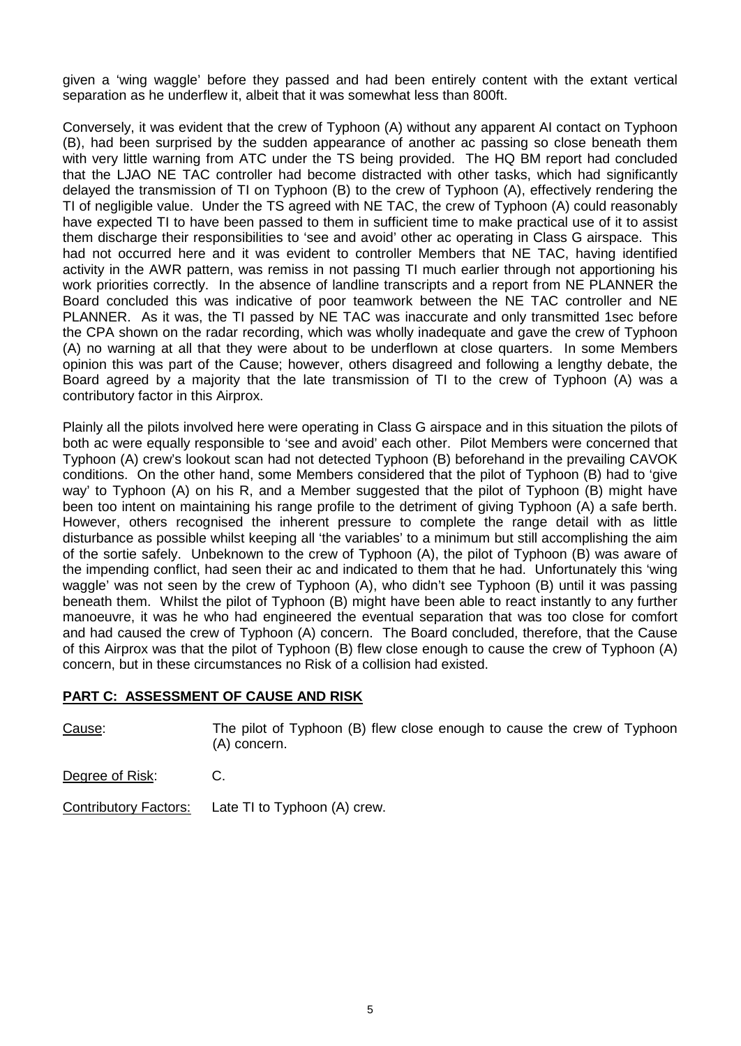given a 'wing waggle' before they passed and had been entirely content with the extant vertical separation as he underflew it, albeit that it was somewhat less than 800ft.

Conversely, it was evident that the crew of Typhoon (A) without any apparent AI contact on Typhoon (B), had been surprised by the sudden appearance of another ac passing so close beneath them with very little warning from ATC under the TS being provided. The HQ BM report had concluded that the LJAO NE TAC controller had become distracted with other tasks, which had significantly delayed the transmission of TI on Typhoon (B) to the crew of Typhoon (A), effectively rendering the TI of negligible value. Under the TS agreed with NE TAC, the crew of Typhoon (A) could reasonably have expected TI to have been passed to them in sufficient time to make practical use of it to assist them discharge their responsibilities to 'see and avoid' other ac operating in Class G airspace. This had not occurred here and it was evident to controller Members that NE TAC, having identified activity in the AWR pattern, was remiss in not passing TI much earlier through not apportioning his work priorities correctly. In the absence of landline transcripts and a report from NE PLANNER the Board concluded this was indicative of poor teamwork between the NE TAC controller and NE PLANNER. As it was, the TI passed by NE TAC was inaccurate and only transmitted 1sec before the CPA shown on the radar recording, which was wholly inadequate and gave the crew of Typhoon (A) no warning at all that they were about to be underflown at close quarters. In some Members opinion this was part of the Cause; however, others disagreed and following a lengthy debate, the Board agreed by a majority that the late transmission of TI to the crew of Typhoon (A) was a contributory factor in this Airprox.

Plainly all the pilots involved here were operating in Class G airspace and in this situation the pilots of both ac were equally responsible to 'see and avoid' each other. Pilot Members were concerned that Typhoon (A) crew's lookout scan had not detected Typhoon (B) beforehand in the prevailing CAVOK conditions. On the other hand, some Members considered that the pilot of Typhoon (B) had to 'give way' to Typhoon (A) on his R, and a Member suggested that the pilot of Typhoon (B) might have been too intent on maintaining his range profile to the detriment of giving Typhoon (A) a safe berth. However, others recognised the inherent pressure to complete the range detail with as little disturbance as possible whilst keeping all 'the variables' to a minimum but still accomplishing the aim of the sortie safely. Unbeknown to the crew of Typhoon (A), the pilot of Typhoon (B) was aware of the impending conflict, had seen their ac and indicated to them that he had. Unfortunately this 'wing waggle' was not seen by the crew of Typhoon (A), who didn't see Typhoon (B) until it was passing beneath them. Whilst the pilot of Typhoon (B) might have been able to react instantly to any further manoeuvre, it was he who had engineered the eventual separation that was too close for comfort and had caused the crew of Typhoon (A) concern. The Board concluded, therefore, that the Cause of this Airprox was that the pilot of Typhoon (B) flew close enough to cause the crew of Typhoon (A) concern, but in these circumstances no Risk of a collision had existed.

## PART C: ASSESSMENT OF CAUSE AND RISK

Cause: The pilot of Typhoon (B) flew close enough to cause the crew of Typhoon (A) concern.

Degree of Risk: C.

Contributory Factors: Late TI to Typhoon (A) crew.